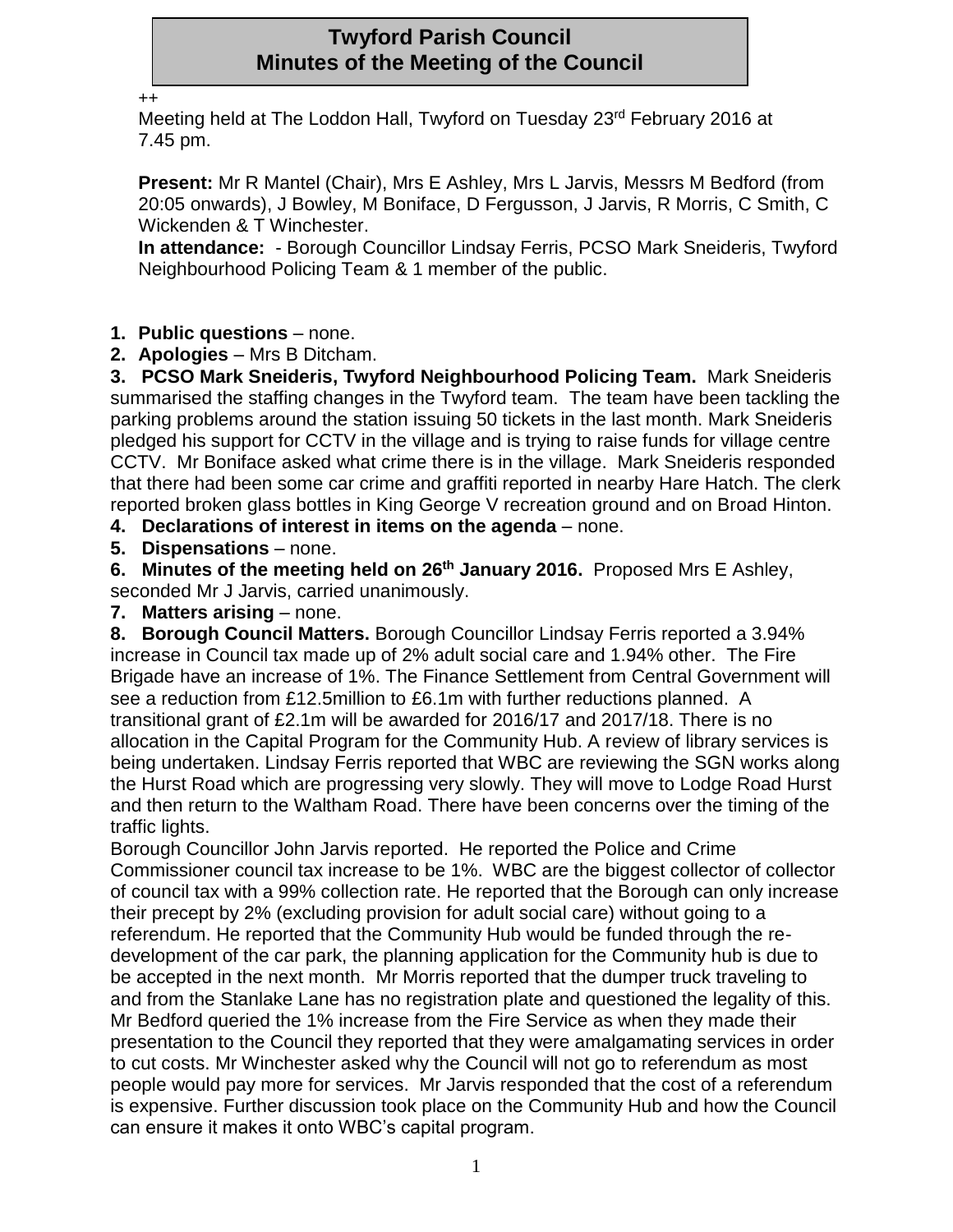# Twyford Parish Council
## Minutes of the Meeting of the Council

++

Meeting held at The Loddon Hall, Twyford on Tuesday 23rd February 2016 at 7.45 pm.

**Present:** Mr R Mantel (Chair), Mrs E Ashley, Mrs L Jarvis, Messrs M Bedford (from 20:05 onwards), J Bowley, M Boniface, D Fergusson, J Jarvis, R Morris, C Smith, C Wickenden & T Winchester.

**In attendance:** - Borough Councillor Lindsay Ferris, PCSO Mark Sneideris, Twyford Neighbourhood Policing Team & 1 member of the public.

1. **Public questions** – none.
2. **Apologies** – Mrs B Ditcham.
3. **PCSO Mark Sneideris, Twyford Neighbourhood Policing Team.** Mark Sneideris summarised the staffing changes in the Twyford team. The team have been tackling the parking problems around the station issuing 50 tickets in the last month. Mark Sneideris pledged his support for CCTV in the village and is trying to raise funds for village centre CCTV. Mr Boniface asked what crime there is in the village. Mark Sneideris responded that there had been some car crime and graffiti reported in nearby Hare Hatch. The clerk reported broken glass bottles in King George V recreation ground and on Broad Hinton.
4. **Declarations of interest in items on the agenda** – none.
5. **Dispensations** – none.
6. **Minutes of the meeting held on 26th January 2016.** Proposed Mrs E Ashley, seconded Mr J Jarvis, carried unanimously.
7. **Matters arising** – none.
8. **Borough Council Matters.** Borough Councillor Lindsay Ferris reported a 3.94% increase in Council tax made up of 2% adult social care and 1.94% other. The Fire Brigade have an increase of 1%. The Finance Settlement from Central Government will see a reduction from £12.5million to £6.1m with further reductions planned. A transitional grant of £2.1m will be awarded for 2016/17 and 2017/18. There is no allocation in the Capital Program for the Community Hub. A review of library services is being undertaken. Lindsay Ferris reported that WBC are reviewing the SGN works along the Hurst Road which are progressing very slowly. They will move to Lodge Road Hurst and then return to the Waltham Road. There have been concerns over the timing of the traffic lights.

Borough Councillor John Jarvis reported. He reported the Police and Crime Commissioner council tax increase to be 1%. WBC are the biggest collector of collector of council tax with a 99% collection rate. He reported that the Borough can only increase their precept by 2% (excluding provision for adult social care) without going to a referendum. He reported that the Community Hub would be funded through the re-development of the car park, the planning application for the Community hub is due to be accepted in the next month. Mr Morris reported that the dumper truck traveling to and from the Stanlake Lane has no registration plate and questioned the legality of this. Mr Bedford queried the 1% increase from the Fire Service as when they made their presentation to the Council they reported that they were amalgamating services in order to cut costs. Mr Winchester asked why the Council will not go to referendum as most people would pay more for services. Mr Jarvis responded that the cost of a referendum is expensive. Further discussion took place on the Community Hub and how the Council can ensure it makes it onto WBC's capital program.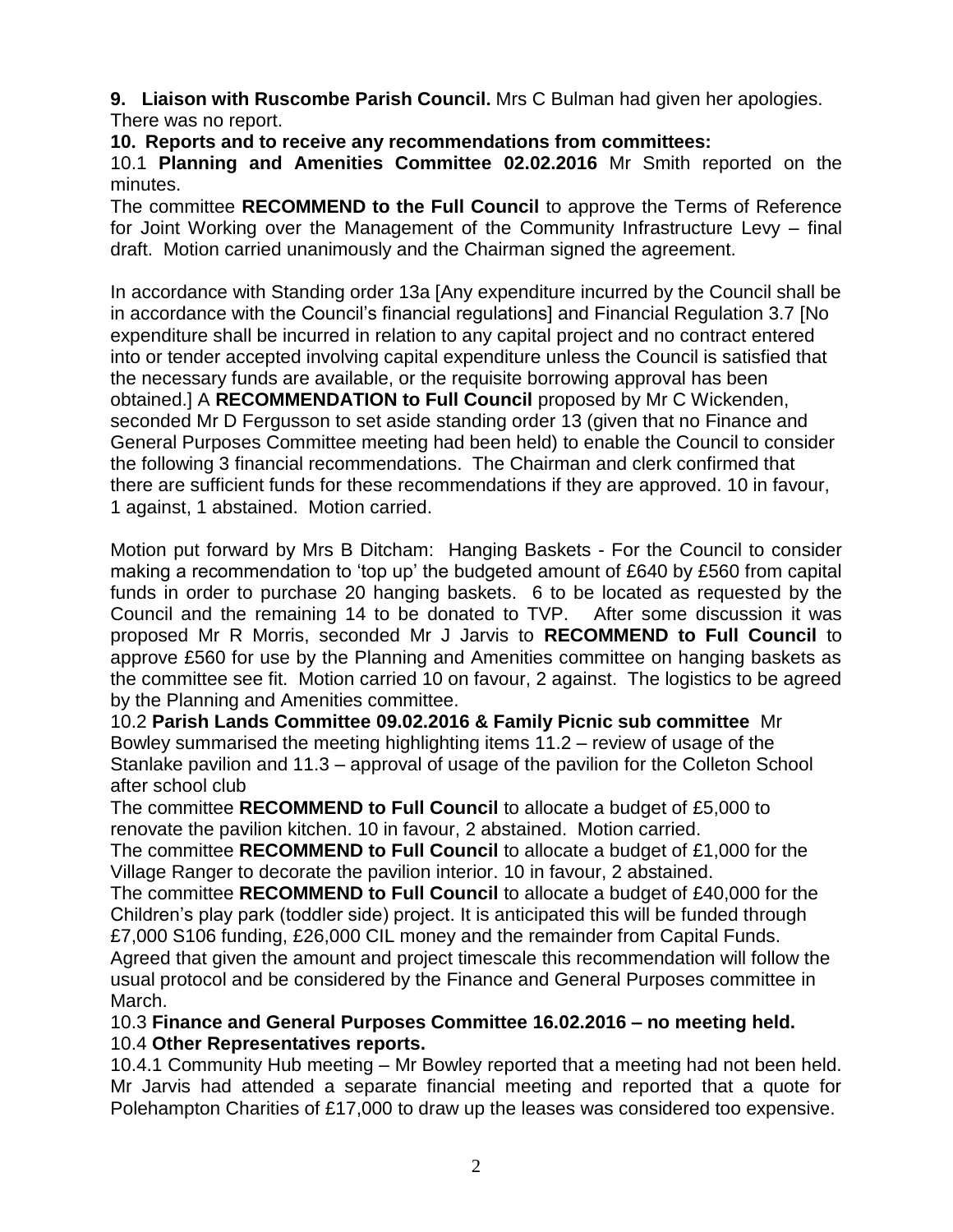**9. Liaison with Ruscombe Parish Council.** Mrs C Bulman had given her apologies. There was no report.

**10. Reports and to receive any recommendations from committees:**

10.1 **Planning and Amenities Committee 02.02.2016** Mr Smith reported on the minutes.

The committee **RECOMMEND to the Full Council** to approve the Terms of Reference for Joint Working over the Management of the Community Infrastructure Levy – final draft. Motion carried unanimously and the Chairman signed the agreement.

In accordance with Standing order 13a [Any expenditure incurred by the Council shall be in accordance with the Council's financial regulations] and Financial Regulation 3.7 [No expenditure shall be incurred in relation to any capital project and no contract entered into or tender accepted involving capital expenditure unless the Council is satisfied that the necessary funds are available, or the requisite borrowing approval has been obtained.] A **RECOMMENDATION to Full Council** proposed by Mr C Wickenden, seconded Mr D Fergusson to set aside standing order 13 (given that no Finance and General Purposes Committee meeting had been held) to enable the Council to consider the following 3 financial recommendations. The Chairman and clerk confirmed that there are sufficient funds for these recommendations if they are approved. 10 in favour, 1 against, 1 abstained. Motion carried.

Motion put forward by Mrs B Ditcham: Hanging Baskets - For the Council to consider making a recommendation to 'top up' the budgeted amount of £640 by £560 from capital funds in order to purchase 20 hanging baskets. 6 to be located as requested by the Council and the remaining 14 to be donated to TVP. After some discussion it was proposed Mr R Morris, seconded Mr J Jarvis to **RECOMMEND to Full Council** to approve £560 for use by the Planning and Amenities committee on hanging baskets as the committee see fit. Motion carried 10 on favour, 2 against. The logistics to be agreed by the Planning and Amenities committee.

10.2 **Parish Lands Committee 09.02.2016 & Family Picnic sub committee** Mr Bowley summarised the meeting highlighting items 11.2 – review of usage of the Stanlake pavilion and 11.3 – approval of usage of the pavilion for the Colleton School after school club

The committee **RECOMMEND to Full Council** to allocate a budget of £5,000 to renovate the pavilion kitchen. 10 in favour, 2 abstained. Motion carried.

The committee **RECOMMEND to Full Council** to allocate a budget of £1,000 for the Village Ranger to decorate the pavilion interior. 10 in favour, 2 abstained.

The committee **RECOMMEND to Full Council** to allocate a budget of £40,000 for the Children's play park (toddler side) project. It is anticipated this will be funded through £7,000 S106 funding, £26,000 CIL money and the remainder from Capital Funds. Agreed that given the amount and project timescale this recommendation will follow the usual protocol and be considered by the Finance and General Purposes committee in March.

10.3 **Finance and General Purposes Committee 16.02.2016 – no meeting held.**

10.4 **Other Representatives reports.**

10.4.1 Community Hub meeting – Mr Bowley reported that a meeting had not been held. Mr Jarvis had attended a separate financial meeting and reported that a quote for Polehampton Charities of £17,000 to draw up the leases was considered too expensive.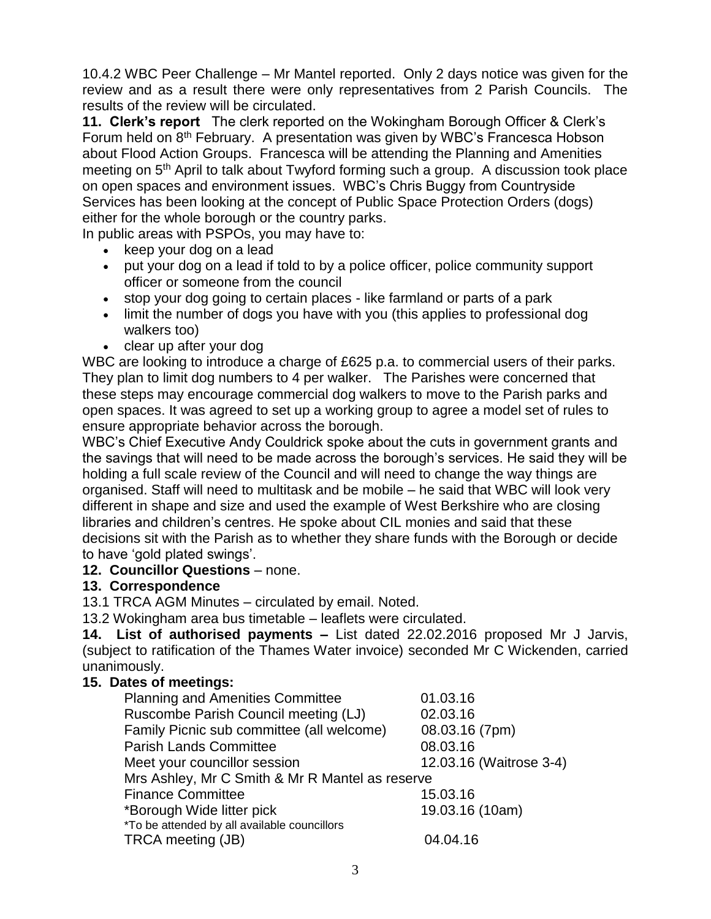10.4.2 WBC Peer Challenge – Mr Mantel reported. Only 2 days notice was given for the review and as a result there were only representatives from 2 Parish Councils. The results of the review will be circulated.

**11. Clerk's report** The clerk reported on the Wokingham Borough Officer & Clerk's Forum held on 8th February. A presentation was given by WBC's Francesca Hobson about Flood Action Groups. Francesca will be attending the Planning and Amenities meeting on 5th April to talk about Twyford forming such a group. A discussion took place on open spaces and environment issues. WBC's Chris Buggy from Countryside Services has been looking at the concept of Public Space Protection Orders (dogs) either for the whole borough or the country parks.

In public areas with PSPOs, you may have to:

- keep your dog on a lead
- put your dog on a lead if told to by a police officer, police community support officer or someone from the council
- stop your dog going to certain places - like farmland or parts of a park
- limit the number of dogs you have with you (this applies to professional dog walkers too)
- clear up after your dog

WBC are looking to introduce a charge of £625 p.a. to commercial users of their parks. They plan to limit dog numbers to 4 per walker. The Parishes were concerned that these steps may encourage commercial dog walkers to move to the Parish parks and open spaces. It was agreed to set up a working group to agree a model set of rules to ensure appropriate behavior across the borough.

WBC's Chief Executive Andy Couldrick spoke about the cuts in government grants and the savings that will need to be made across the borough's services. He said they will be holding a full scale review of the Council and will need to change the way things are organised. Staff will need to multitask and be mobile – he said that WBC will look very different in shape and size and used the example of West Berkshire who are closing libraries and children's centres. He spoke about CIL monies and said that these decisions sit with the Parish as to whether they share funds with the Borough or decide to have 'gold plated swings'.

**12. Councillor Questions** – none.

**13. Correspondence**

13.1 TRCA AGM Minutes – circulated by email. Noted.

13.2 Wokingham area bus timetable – leaflets were circulated.

**14. List of authorised payments –** List dated 22.02.2016 proposed Mr J Jarvis, (subject to ratification of the Thames Water invoice) seconded Mr C Wickenden, carried unanimously.

**15. Dates of meetings:**

| | |
|---|---|
| Planning and Amenities Committee | 01.03.16 |
| Ruscombe Parish Council meeting (LJ) | 02.03.16 |
| Family Picnic sub committee (all welcome) | 08.03.16 (7pm) |
| Parish Lands Committee | 08.03.16 |
| Meet your councillor session | 12.03.16 (Waitrose 3-4) |
| Mrs Ashley, Mr C Smith & Mr R Mantel as reserve | |
| Finance Committee | 15.03.16 |
| *Borough Wide litter pick | 19.03.16 (10am) |
| *To be attended by all available councillors | |
| TRCA meeting (JB) | 04.04.16 |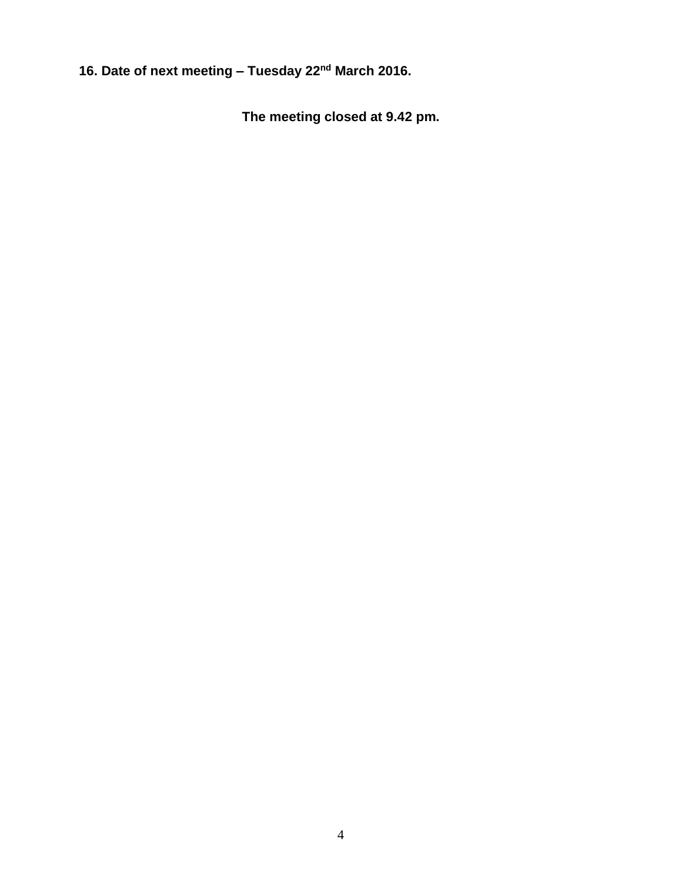**16. Date of next meeting – Tuesday 22nd March 2016.**

**The meeting closed at 9.42 pm.**